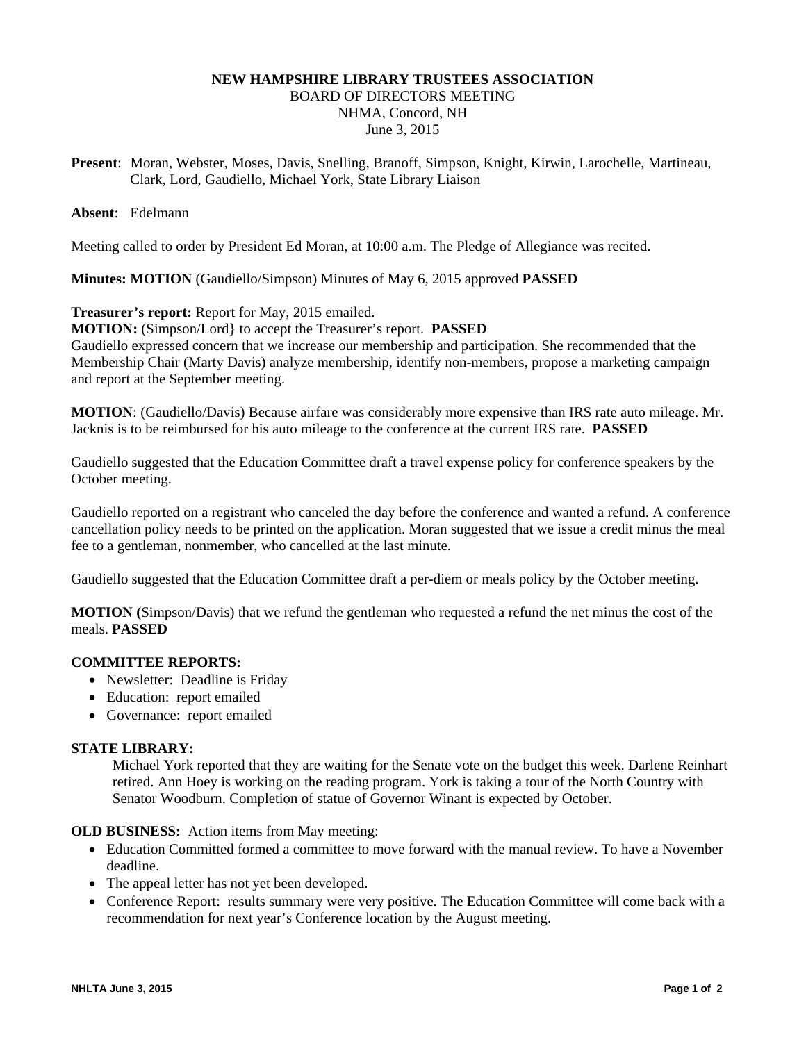**NEW HAMPSHIRE LIBRARY TRUSTEES ASSOCIATION**
BOARD OF DIRECTORS MEETING
NHMA, Concord, NH
June 3, 2015

**Present**: Moran, Webster, Moses, Davis, Snelling, Branoff, Simpson, Knight, Kirwin, Larochelle, Martineau, Clark, Lord, Gaudiello, Michael York, State Library Liaison

**Absent**: Edelmann

Meeting called to order by President Ed Moran, at 10:00 a.m. The Pledge of Allegiance was recited.

**Minutes: MOTION** (Gaudiello/Simpson) Minutes of May 6, 2015 approved **PASSED**

**Treasurer's report:** Report for May, 2015 emailed.
**MOTION:** (Simpson/Lord} to accept the Treasurer's report. **PASSED**
Gaudiello expressed concern that we increase our membership and participation. She recommended that the Membership Chair (Marty Davis) analyze membership, identify non-members, propose a marketing campaign and report at the September meeting.

**MOTION**: (Gaudiello/Davis) Because airfare was considerably more expensive than IRS rate auto mileage. Mr. Jacknis is to be reimbursed for his auto mileage to the conference at the current IRS rate. **PASSED**

Gaudiello suggested that the Education Committee draft a travel expense policy for conference speakers by the October meeting.

Gaudiello reported on a registrant who canceled the day before the conference and wanted a refund. A conference cancellation policy needs to be printed on the application. Moran suggested that we issue a credit minus the meal fee to a gentleman, nonmember, who cancelled at the last minute.

Gaudiello suggested that the Education Committee draft a per-diem or meals policy by the October meeting.

**MOTION (**Simpson/Davis) that we refund the gentleman who requested a refund the net minus the cost of the meals. **PASSED**

**COMMITTEE REPORTS:**

- Newsletter: Deadline is Friday
- Education: report emailed
- Governance: report emailed

**STATE LIBRARY:**

Michael York reported that they are waiting for the Senate vote on the budget this week. Darlene Reinhart retired. Ann Hoey is working on the reading program. York is taking a tour of the North Country with Senator Woodburn. Completion of statue of Governor Winant is expected by October.

**OLD BUSINESS:** Action items from May meeting:

- Education Committed formed a committee to move forward with the manual review. To have a November deadline.
- The appeal letter has not yet been developed.
- Conference Report: results summary were very positive. The Education Committee will come back with a recommendation for next year's Conference location by the August meeting.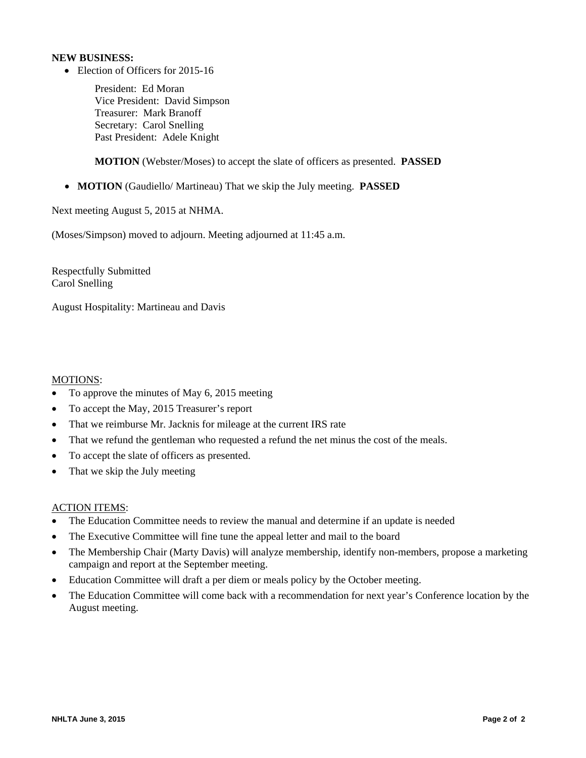**NEW BUSINESS:**

- Election of Officers for 2015-16

  President: Ed Moran
  Vice President: David Simpson
  Treasurer: Mark Branoff
  Secretary: Carol Snelling
  Past President: Adele Knight

  **MOTION** (Webster/Moses) to accept the slate of officers as presented. **PASSED**

- **MOTION** (Gaudiello/ Martineau) That we skip the July meeting. **PASSED**

Next meeting August 5, 2015 at NHMA.

(Moses/Simpson) moved to adjourn. Meeting adjourned at 11:45 a.m.

Respectfully Submitted
Carol Snelling

August Hospitality: Martineau and Davis

<u>MOTIONS</u>:

- To approve the minutes of May 6, 2015 meeting
- To accept the May, 2015 Treasurer's report
- That we reimburse Mr. Jacknis for mileage at the current IRS rate
- That we refund the gentleman who requested a refund the net minus the cost of the meals.
- To accept the slate of officers as presented.
- That we skip the July meeting

<u>ACTION ITEMS</u>:

- The Education Committee needs to review the manual and determine if an update is needed
- The Executive Committee will fine tune the appeal letter and mail to the board
- The Membership Chair (Marty Davis) will analyze membership, identify non-members, propose a marketing campaign and report at the September meeting.
- Education Committee will draft a per diem or meals policy by the October meeting.
- The Education Committee will come back with a recommendation for next year's Conference location by the August meeting.